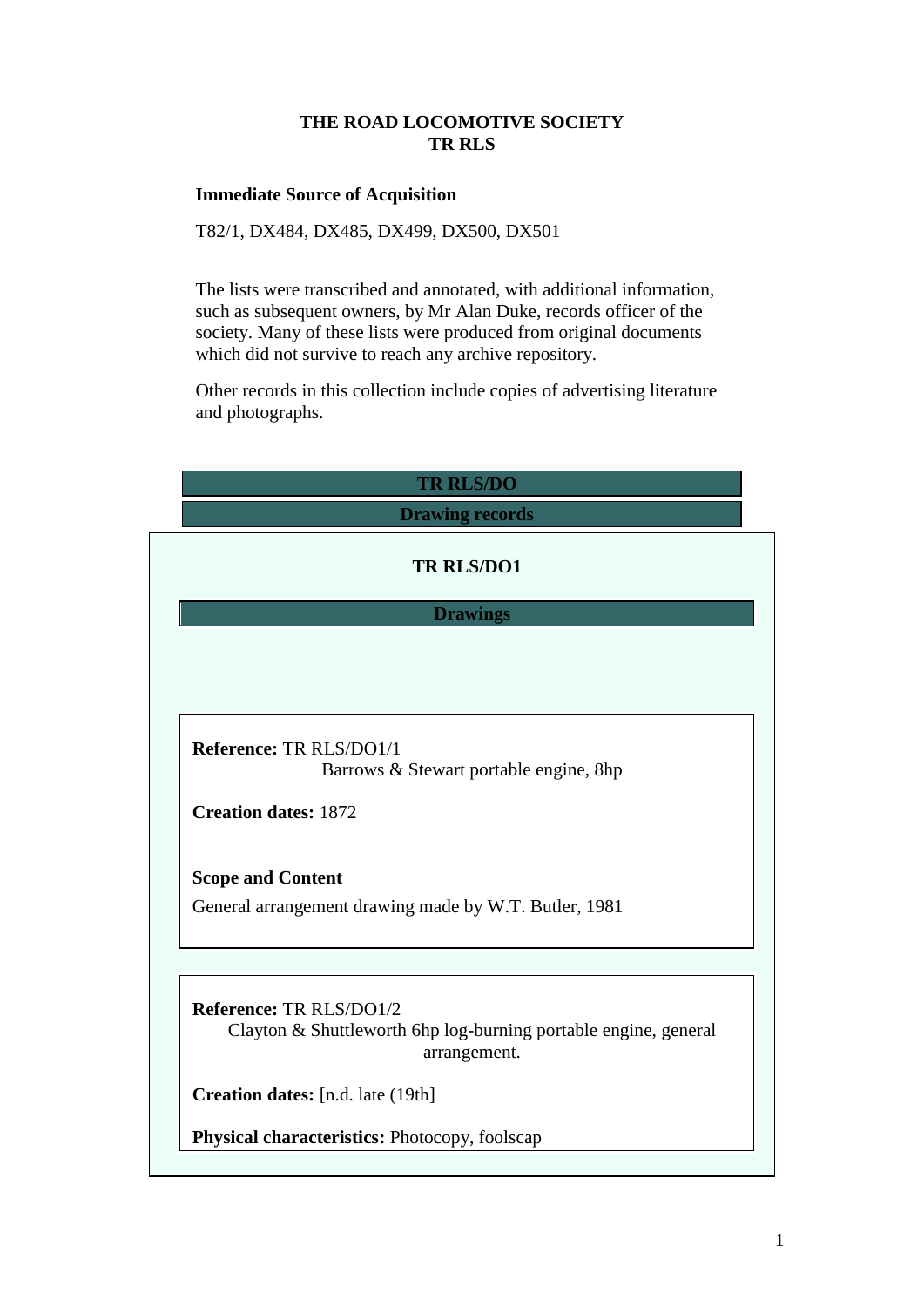# THE ROAD LOCOMOTIVE SOCIETY
# TR RLS

**Immediate Source of Acquisition**

T82/1, DX484, DX485, DX499, DX500, DX501

The lists were transcribed and annotated, with additional information, such as subsequent owners, by Mr Alan Duke, records officer of the society. Many of these lists were produced from original documents which did not survive to reach any archive repository.

Other records in this collection include copies of advertising literature and photographs.

## TR RLS/DO

## Drawing records

### TR RLS/DO1

### Drawings

**Reference:** TR RLS/DO1/1
Barrows & Stewart portable engine, 8hp

**Creation dates:** 1872

**Scope and Content**

General arrangement drawing made by W.T. Butler, 1981

**Reference:** TR RLS/DO1/2
Clayton & Shuttleworth 6hp log-burning portable engine, general arrangement.

**Creation dates:** [n.d. late (19th]

**Physical characteristics:** Photocopy, foolscap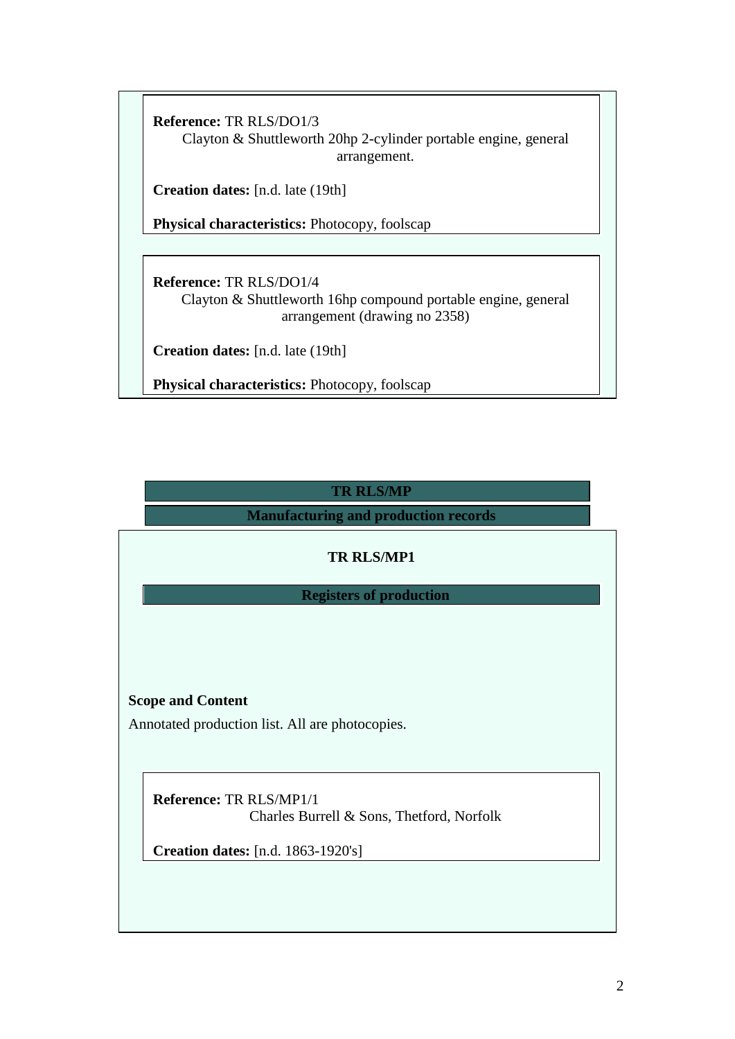**Reference:** TR RLS/DO1/3

Clayton & Shuttleworth 20hp 2-cylinder portable engine, general arrangement.

**Creation dates:** [n.d. late (19th]

**Physical characteristics:** Photocopy, foolscap

**Reference:** TR RLS/DO1/4

Clayton & Shuttleworth 16hp compound portable engine, general arrangement (drawing no 2358)

**Creation dates:** [n.d. late (19th]

**Physical characteristics:** Photocopy, foolscap

## TR RLS/MP

## Manufacturing and production records

### TR RLS/MP1

### Registers of production

**Scope and Content**

Annotated production list. All are photocopies.

**Reference:** TR RLS/MP1/1

Charles Burrell & Sons, Thetford, Norfolk

**Creation dates:** [n.d. 1863-1920's]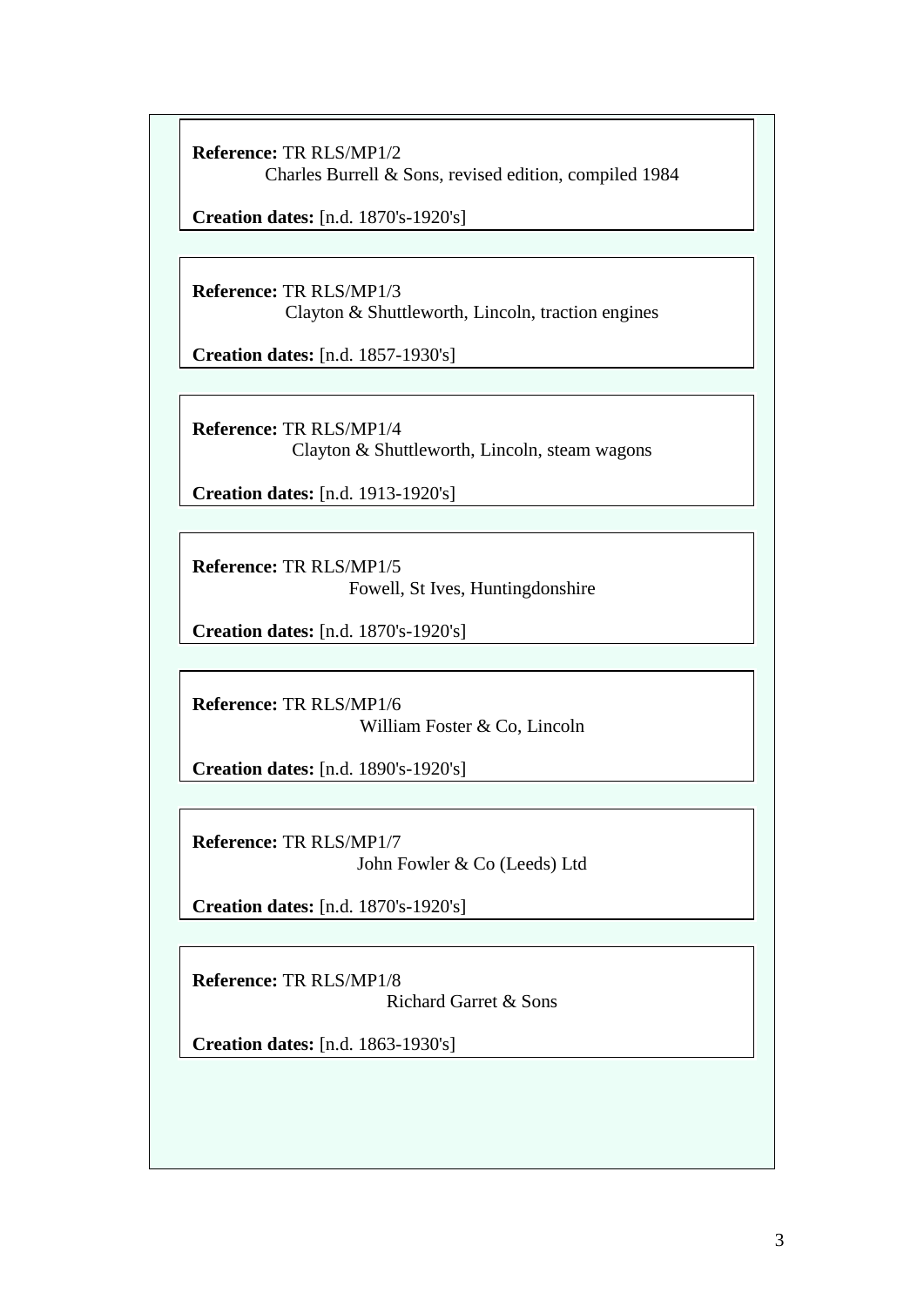**Reference:** TR RLS/MP1/2
Charles Burrell & Sons, revised edition, compiled 1984

**Creation dates:** [n.d. 1870's-1920's]

---

**Reference:** TR RLS/MP1/3
Clayton & Shuttleworth, Lincoln, traction engines

**Creation dates:** [n.d. 1857-1930's]

---

**Reference:** TR RLS/MP1/4
Clayton & Shuttleworth, Lincoln, steam wagons

**Creation dates:** [n.d. 1913-1920's]

---

**Reference:** TR RLS/MP1/5
Fowell, St Ives, Huntingdonshire

**Creation dates:** [n.d. 1870's-1920's]

---

**Reference:** TR RLS/MP1/6
William Foster & Co, Lincoln

**Creation dates:** [n.d. 1890's-1920's]

---

**Reference:** TR RLS/MP1/7
John Fowler & Co (Leeds) Ltd

**Creation dates:** [n.d. 1870's-1920's]

---

**Reference:** TR RLS/MP1/8
Richard Garret & Sons

**Creation dates:** [n.d. 1863-1930's]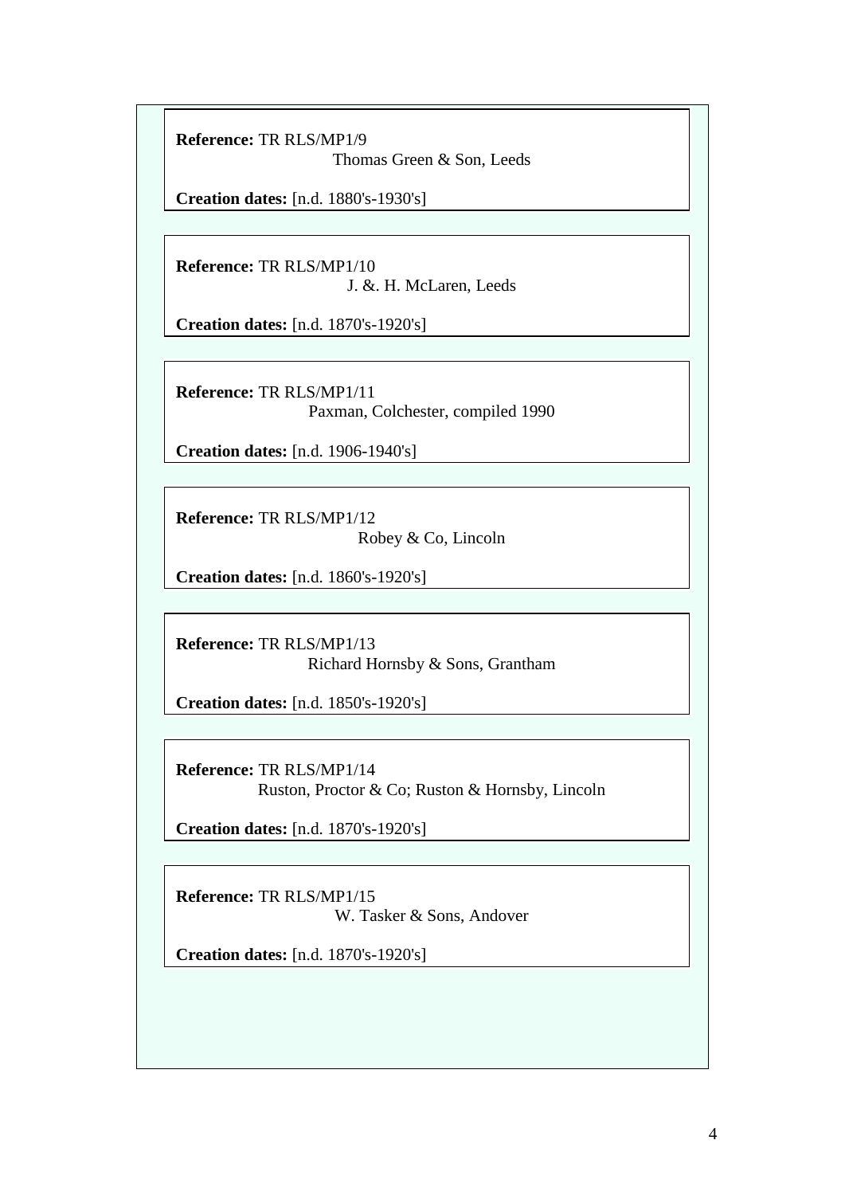**Reference:** TR RLS/MP1/9
Thomas Green & Son, Leeds

**Creation dates:** [n.d. 1880's-1930's]

**Reference:** TR RLS/MP1/10
J. &. H. McLaren, Leeds

**Creation dates:** [n.d. 1870's-1920's]

**Reference:** TR RLS/MP1/11
Paxman, Colchester, compiled 1990

**Creation dates:** [n.d. 1906-1940's]

**Reference:** TR RLS/MP1/12
Robey & Co, Lincoln

**Creation dates:** [n.d. 1860's-1920's]

**Reference:** TR RLS/MP1/13
Richard Hornsby & Sons, Grantham

**Creation dates:** [n.d. 1850's-1920's]

**Reference:** TR RLS/MP1/14
Ruston, Proctor & Co; Ruston & Hornsby, Lincoln

**Creation dates:** [n.d. 1870's-1920's]

**Reference:** TR RLS/MP1/15
W. Tasker & Sons, Andover

**Creation dates:** [n.d. 1870's-1920's]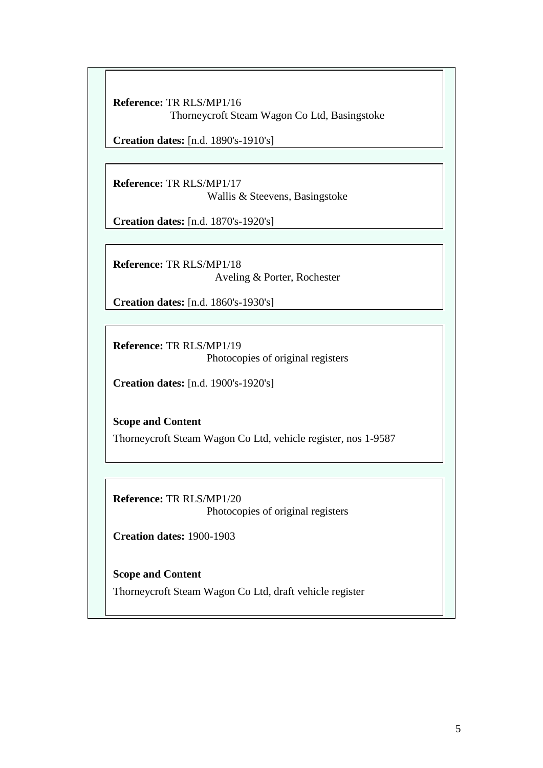**Reference:** TR RLS/MP1/16
Thorneycroft Steam Wagon Co Ltd, Basingstoke

**Creation dates:** [n.d. 1890's-1910's]

---

**Reference:** TR RLS/MP1/17
Wallis & Steevens, Basingstoke

**Creation dates:** [n.d. 1870's-1920's]

---

**Reference:** TR RLS/MP1/18
Aveling & Porter, Rochester

**Creation dates:** [n.d. 1860's-1930's]

---

**Reference:** TR RLS/MP1/19
Photocopies of original registers

**Creation dates:** [n.d. 1900's-1920's]

**Scope and Content**

Thorneycroft Steam Wagon Co Ltd, vehicle register, nos 1-9587

---

**Reference:** TR RLS/MP1/20
Photocopies of original registers

**Creation dates:** 1900-1903

**Scope and Content**

Thorneycroft Steam Wagon Co Ltd, draft vehicle register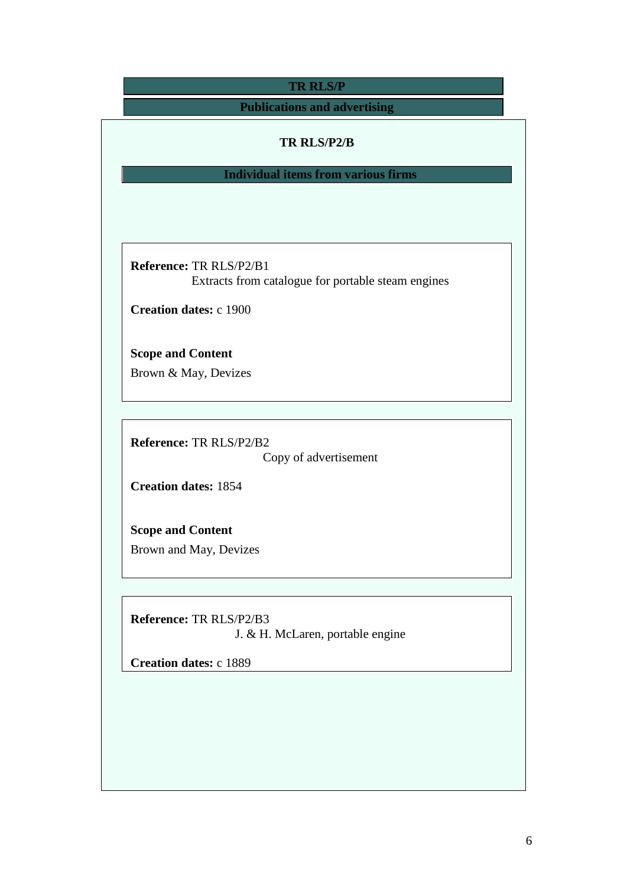## TR RLS/P

## Publications and advertising

### TR RLS/P2/B

### Individual items from various firms

**Reference:** TR RLS/P2/B1
Extracts from catalogue for portable steam engines

**Creation dates:** c 1900

**Scope and Content**
Brown & May, Devizes

**Reference:** TR RLS/P2/B2
Copy of advertisement

**Creation dates:** 1854

**Scope and Content**
Brown and May, Devizes

**Reference:** TR RLS/P2/B3
J. & H. McLaren, portable engine

**Creation dates:** c 1889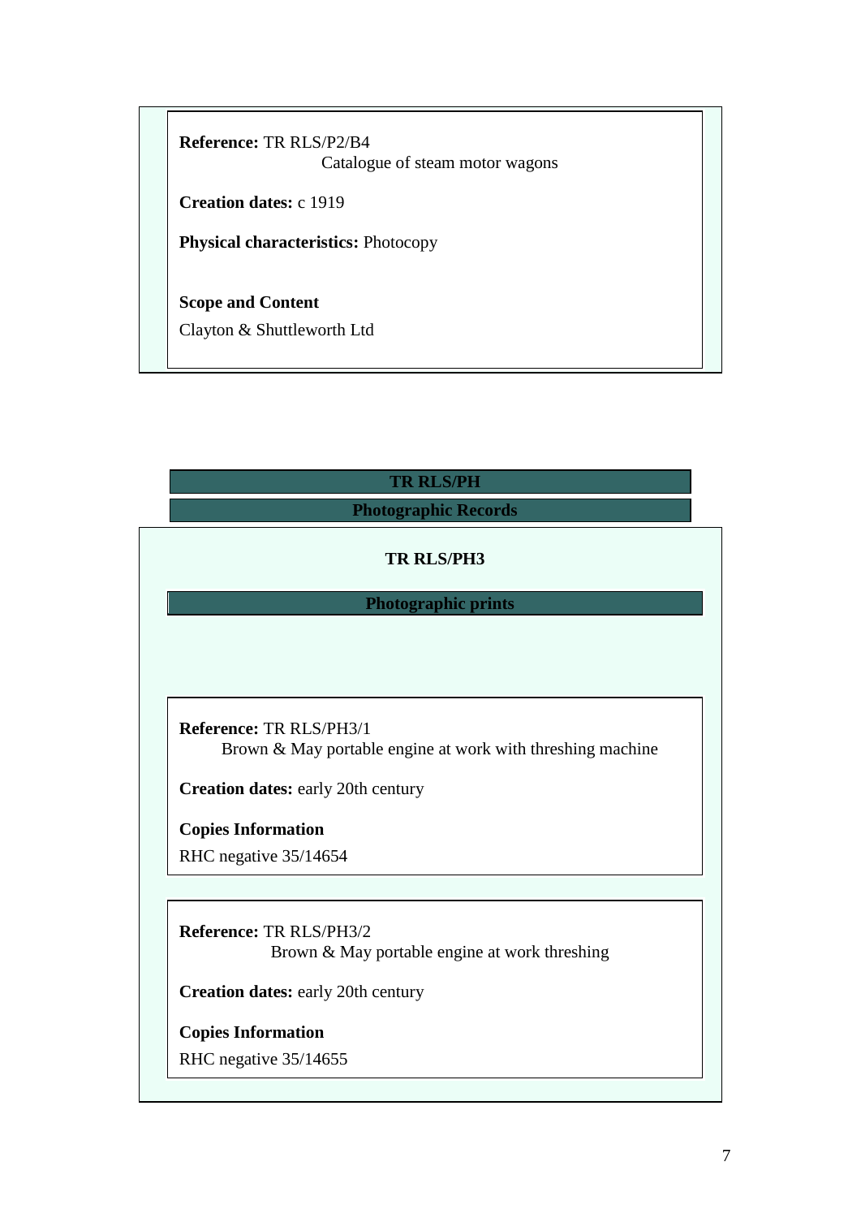**Reference:** TR RLS/P2/B4

Catalogue of steam motor wagons

**Creation dates:** c 1919

**Physical characteristics:** Photocopy

**Scope and Content**

Clayton & Shuttleworth Ltd

## TR RLS/PH

## Photographic Records

### TR RLS/PH3

### Photographic prints

**Reference:** TR RLS/PH3/1

Brown & May portable engine at work with threshing machine

**Creation dates:** early 20th century

**Copies Information**

RHC negative 35/14654

**Reference:** TR RLS/PH3/2

Brown & May portable engine at work threshing

**Creation dates:** early 20th century

**Copies Information**

RHC negative 35/14655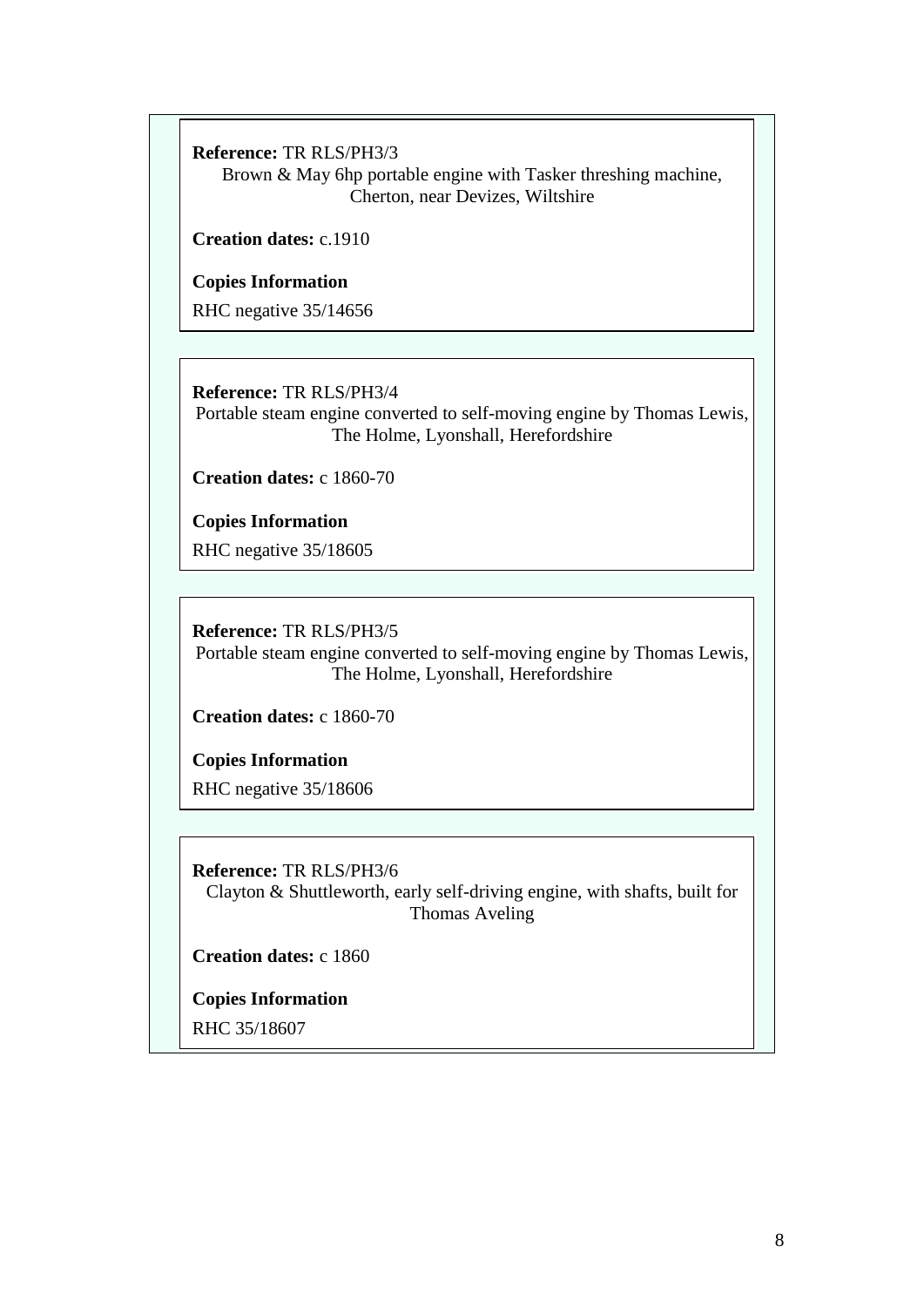**Reference:** TR RLS/PH3/3
Brown & May 6hp portable engine with Tasker threshing machine, Cherton, near Devizes, Wiltshire

**Creation dates:** c.1910

**Copies Information**

RHC negative 35/14656

**Reference:** TR RLS/PH3/4
Portable steam engine converted to self-moving engine by Thomas Lewis, The Holme, Lyonshall, Herefordshire

**Creation dates:** c 1860-70

**Copies Information**

RHC negative 35/18605

**Reference:** TR RLS/PH3/5
Portable steam engine converted to self-moving engine by Thomas Lewis, The Holme, Lyonshall, Herefordshire

**Creation dates:** c 1860-70

**Copies Information**

RHC negative 35/18606

**Reference:** TR RLS/PH3/6
Clayton & Shuttleworth, early self-driving engine, with shafts, built for Thomas Aveling

**Creation dates:** c 1860

**Copies Information**

RHC 35/18607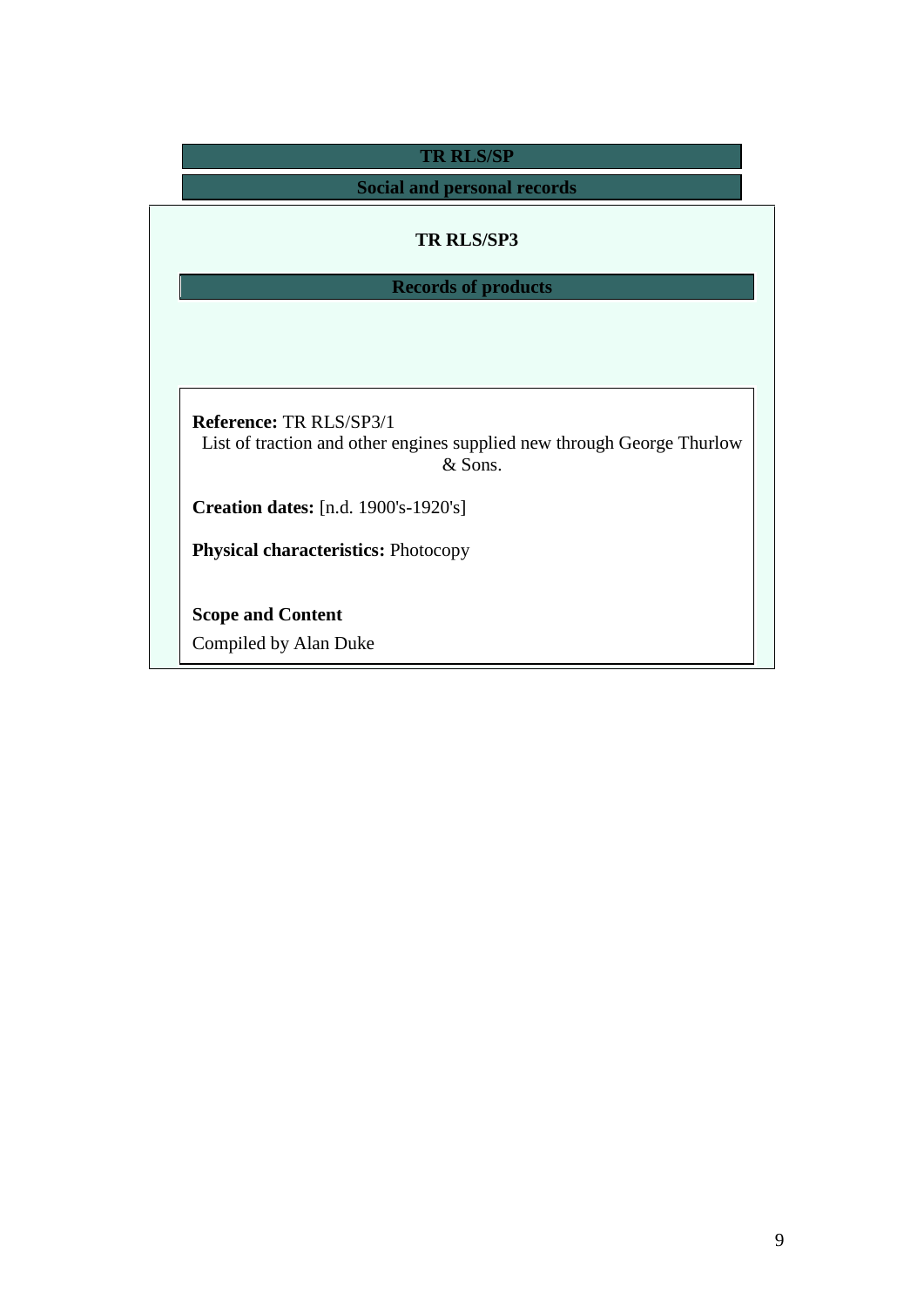## TR RLS/SP

## Social and personal records

### TR RLS/SP3

### Records of products

**Reference:** TR RLS/SP3/1

List of traction and other engines supplied new through George Thurlow & Sons.

**Creation dates:** [n.d. 1900's-1920's]

**Physical characteristics:** Photocopy

**Scope and Content**

Compiled by Alan Duke